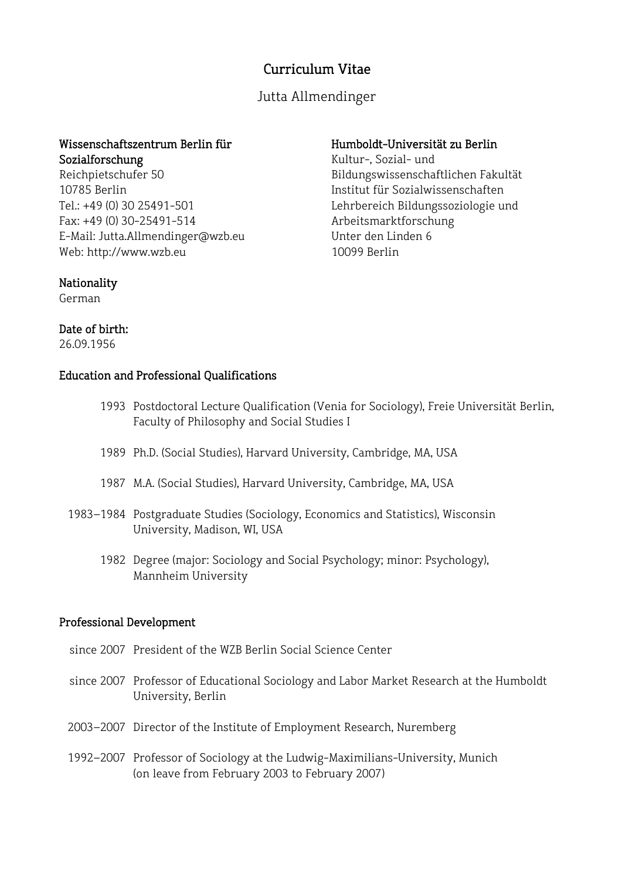# Curriculum Vitae

## Jutta Allmendinger

**Wissenschaftszentrum Berlin für Sozialforschung**
Reichpietschufer 50
10785 Berlin
Tel.: +49 (0) 30 25491-501
Fax: +49 (0) 30-25491-514
E-Mail: Jutta.Allmendinger@wzb.eu
Web: http://www.wzb.eu

**Humboldt-Universität zu Berlin**
Kultur-, Sozial- und Bildungswissenschaftlichen Fakultät
Institut für Sozialwissenschaften
Lehrbereich Bildungssoziologie und Arbeitsmarktforschung
Unter den Linden 6
10099 Berlin

**Nationality**
German

**Date of birth:**
26.09.1956

### Education and Professional Qualifications

- 1993 Postdoctoral Lecture Qualification (Venia for Sociology), Freie Universität Berlin, Faculty of Philosophy and Social Studies I
- 1989 Ph.D. (Social Studies), Harvard University, Cambridge, MA, USA
- 1987 M.A. (Social Studies), Harvard University, Cambridge, MA, USA
- 1983–1984 Postgraduate Studies (Sociology, Economics and Statistics), Wisconsin University, Madison, WI, USA
- 1982 Degree (major: Sociology and Social Psychology; minor: Psychology), Mannheim University

### Professional Development

- since 2007 President of the WZB Berlin Social Science Center
- since 2007 Professor of Educational Sociology and Labor Market Research at the Humboldt University, Berlin
- 2003–2007 Director of the Institute of Employment Research, Nuremberg
- 1992–2007 Professor of Sociology at the Ludwig-Maximilians-University, Munich (on leave from February 2003 to February 2007)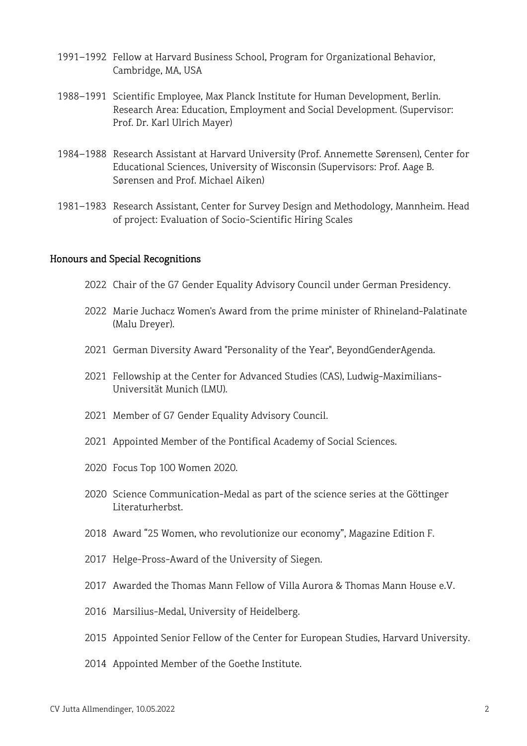1991–1992 Fellow at Harvard Business School, Program for Organizational Behavior, Cambridge, MA, USA

1988–1991 Scientific Employee, Max Planck Institute for Human Development, Berlin. Research Area: Education, Employment and Social Development. (Supervisor: Prof. Dr. Karl Ulrich Mayer)

1984–1988 Research Assistant at Harvard University (Prof. Annemette Sørensen), Center for Educational Sciences, University of Wisconsin (Supervisors: Prof. Aage B. Sørensen and Prof. Michael Aiken)

1981–1983 Research Assistant, Center for Survey Design and Methodology, Mannheim. Head of project: Evaluation of Socio-Scientific Hiring Scales

## Honours and Special Recognitions

2022 Chair of the G7 Gender Equality Advisory Council under German Presidency.

2022 Marie Juchacz Women's Award from the prime minister of Rhineland-Palatinate (Malu Dreyer).

2021 German Diversity Award "Personality of the Year", BeyondGenderAgenda.

2021 Fellowship at the Center for Advanced Studies (CAS), Ludwig-Maximilians-Universität Munich (LMU).

2021 Member of G7 Gender Equality Advisory Council.

2021 Appointed Member of the Pontifical Academy of Social Sciences.

2020 Focus Top 100 Women 2020.

2020 Science Communication-Medal as part of the science series at the Göttinger Literaturherbst.

2018 Award "25 Women, who revolutionize our economy", Magazine Edition F.

2017 Helge-Pross-Award of the University of Siegen.

2017 Awarded the Thomas Mann Fellow of Villa Aurora & Thomas Mann House e.V.

2016 Marsilius-Medal, University of Heidelberg.

2015 Appointed Senior Fellow of the Center for European Studies, Harvard University.

2014 Appointed Member of the Goethe Institute.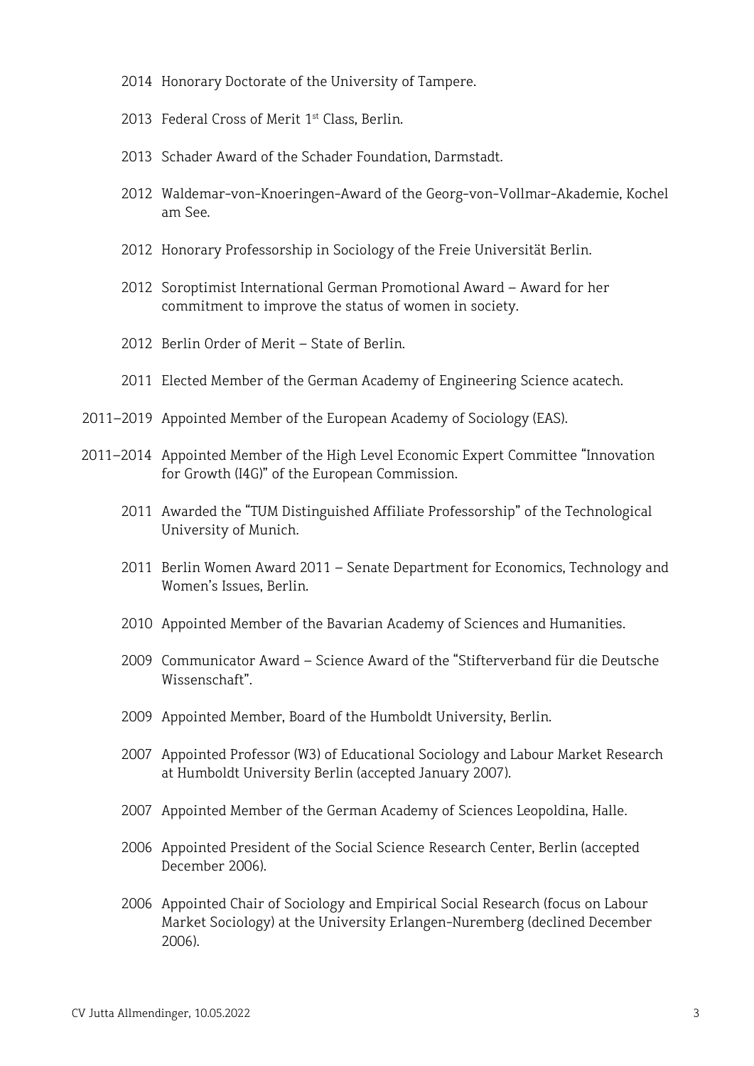2014 Honorary Doctorate of the University of Tampere.

2013 Federal Cross of Merit 1st Class, Berlin.

2013 Schader Award of the Schader Foundation, Darmstadt.

2012 Waldemar-von-Knoeringen-Award of the Georg-von-Vollmar-Akademie, Kochel am See.

2012 Honorary Professorship in Sociology of the Freie Universität Berlin.

2012 Soroptimist International German Promotional Award – Award for her commitment to improve the status of women in society.

2012 Berlin Order of Merit – State of Berlin.

2011 Elected Member of the German Academy of Engineering Science acatech.

2011–2019 Appointed Member of the European Academy of Sociology (EAS).

2011–2014 Appointed Member of the High Level Economic Expert Committee "Innovation for Growth (I4G)" of the European Commission.

2011 Awarded the "TUM Distinguished Affiliate Professorship" of the Technological University of Munich.

2011 Berlin Women Award 2011 – Senate Department for Economics, Technology and Women's Issues, Berlin.

2010 Appointed Member of the Bavarian Academy of Sciences and Humanities.

2009 Communicator Award – Science Award of the "Stifterverband für die Deutsche Wissenschaft".

2009 Appointed Member, Board of the Humboldt University, Berlin.

2007 Appointed Professor (W3) of Educational Sociology and Labour Market Research at Humboldt University Berlin (accepted January 2007).

2007 Appointed Member of the German Academy of Sciences Leopoldina, Halle.

2006 Appointed President of the Social Science Research Center, Berlin (accepted December 2006).

2006 Appointed Chair of Sociology and Empirical Social Research (focus on Labour Market Sociology) at the University Erlangen-Nuremberg (declined December 2006).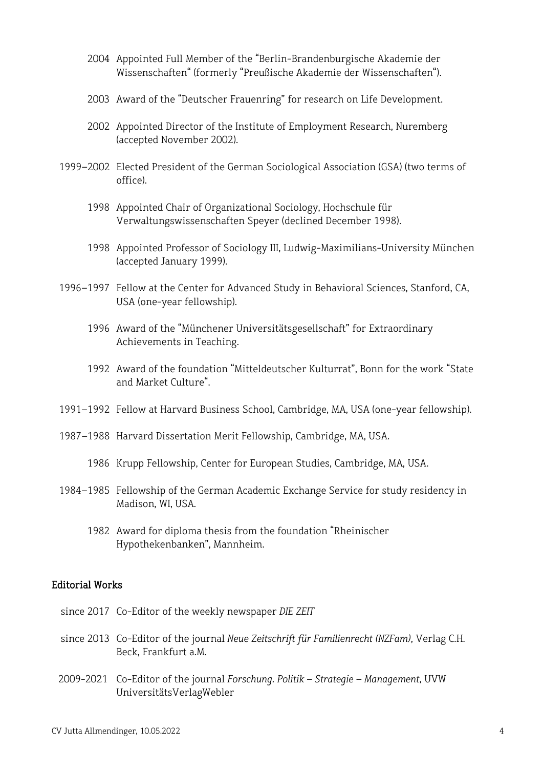2004 Appointed Full Member of the "Berlin-Brandenburgische Akademie der Wissenschaften" (formerly "Preußische Akademie der Wissenschaften").

2003 Award of the "Deutscher Frauenring" for research on Life Development.

2002 Appointed Director of the Institute of Employment Research, Nuremberg (accepted November 2002).

1999–2002 Elected President of the German Sociological Association (GSA) (two terms of office).

1998 Appointed Chair of Organizational Sociology, Hochschule für Verwaltungswissenschaften Speyer (declined December 1998).

1998 Appointed Professor of Sociology III, Ludwig-Maximilians-University München (accepted January 1999).

1996–1997 Fellow at the Center for Advanced Study in Behavioral Sciences, Stanford, CA, USA (one-year fellowship).

1996 Award of the "Münchener Universitätsgesellschaft" for Extraordinary Achievements in Teaching.

1992 Award of the foundation "Mitteldeutscher Kulturrat", Bonn for the work "State and Market Culture".

1991–1992 Fellow at Harvard Business School, Cambridge, MA, USA (one-year fellowship).

1987–1988 Harvard Dissertation Merit Fellowship, Cambridge, MA, USA.

1986 Krupp Fellowship, Center for European Studies, Cambridge, MA, USA.

1984–1985 Fellowship of the German Academic Exchange Service for study residency in Madison, WI, USA.

1982 Award for diploma thesis from the foundation "Rheinischer Hypothekenbanken", Mannheim.

## Editorial Works

since 2017 Co-Editor of the weekly newspaper *DIE ZEIT*

since 2013 Co-Editor of the journal *Neue Zeitschrift für Familienrecht (NZFam)*, Verlag C.H. Beck, Frankfurt a.M.

2009-2021 Co-Editor of the journal *Forschung. Politik – Strategie – Management*, UVW UniversitätsVerlagWebler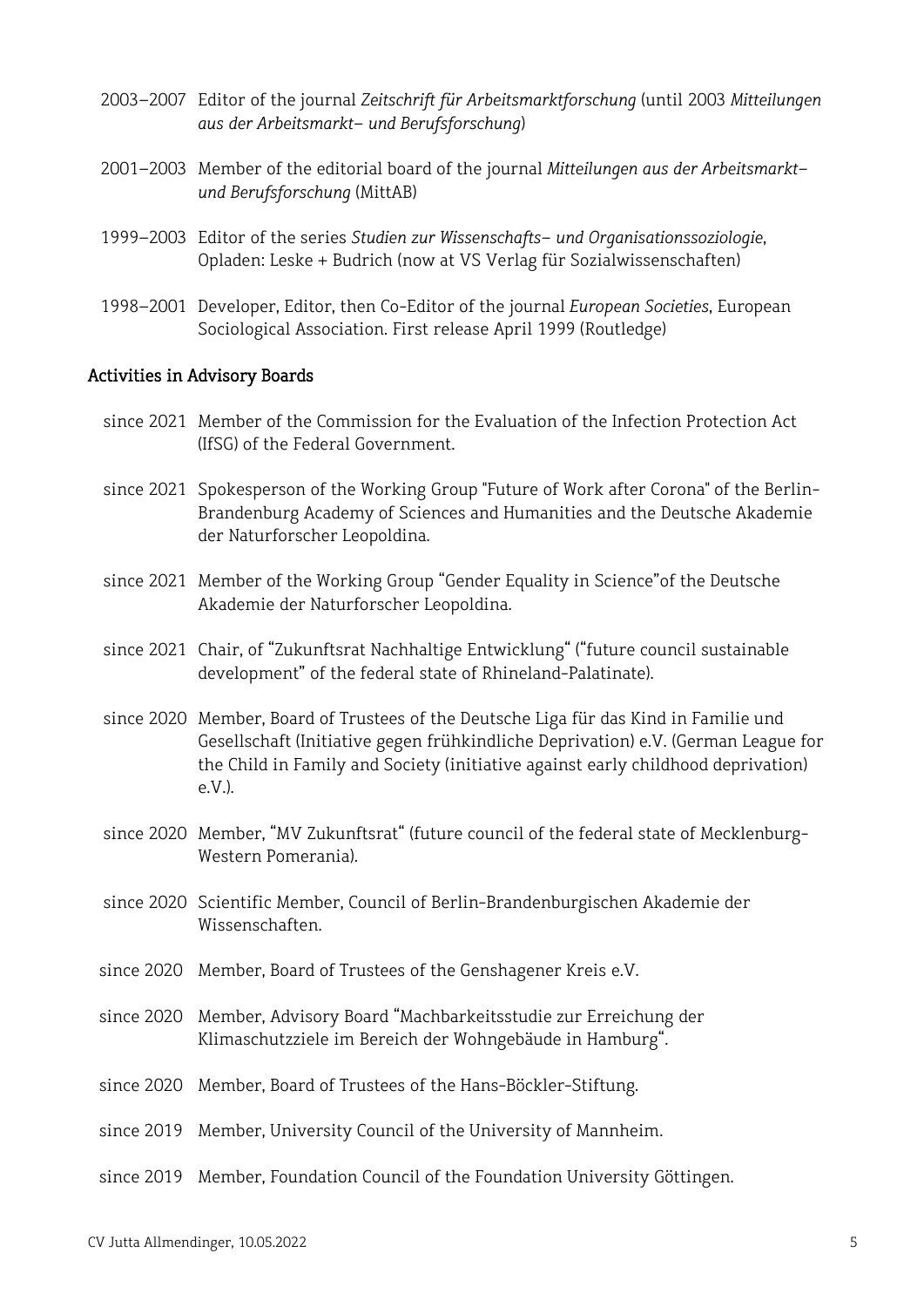2003–2007 Editor of the journal *Zeitschrift für Arbeitsmarktforschung* (until 2003 *Mitteilungen aus der Arbeitsmarkt– und Berufsforschung*)

2001–2003 Member of the editorial board of the journal *Mitteilungen aus der Arbeitsmarkt– und Berufsforschung* (MittAB)

1999–2003 Editor of the series *Studien zur Wissenschafts– und Organisationssoziologie*, Opladen: Leske + Budrich (now at VS Verlag für Sozialwissenschaften)

1998–2001 Developer, Editor, then Co-Editor of the journal *European Societies*, European Sociological Association. First release April 1999 (Routledge)

## Activities in Advisory Boards

since 2021 Member of the Commission for the Evaluation of the Infection Protection Act (IfSG) of the Federal Government.

since 2021 Spokesperson of the Working Group "Future of Work after Corona" of the Berlin-Brandenburg Academy of Sciences and Humanities and the Deutsche Akademie der Naturforscher Leopoldina.

since 2021 Member of the Working Group "Gender Equality in Science"of the Deutsche Akademie der Naturforscher Leopoldina.

since 2021 Chair, of "Zukunftsrat Nachhaltige Entwicklung" ("future council sustainable development" of the federal state of Rhineland-Palatinate).

since 2020 Member, Board of Trustees of the Deutsche Liga für das Kind in Familie und Gesellschaft (Initiative gegen frühkindliche Deprivation) e.V. (German League for the Child in Family and Society (initiative against early childhood deprivation) e.V.).

since 2020 Member, "MV Zukunftsrat" (future council of the federal state of Mecklenburg-Western Pomerania).

since 2020 Scientific Member, Council of Berlin-Brandenburgischen Akademie der Wissenschaften.

since 2020 Member, Board of Trustees of the Genshagener Kreis e.V.

since 2020 Member, Advisory Board "Machbarkeitsstudie zur Erreichung der Klimaschutzziele im Bereich der Wohngebäude in Hamburg".

since 2020 Member, Board of Trustees of the Hans-Böckler-Stiftung.

since 2019 Member, University Council of the University of Mannheim.

since 2019 Member, Foundation Council of the Foundation University Göttingen.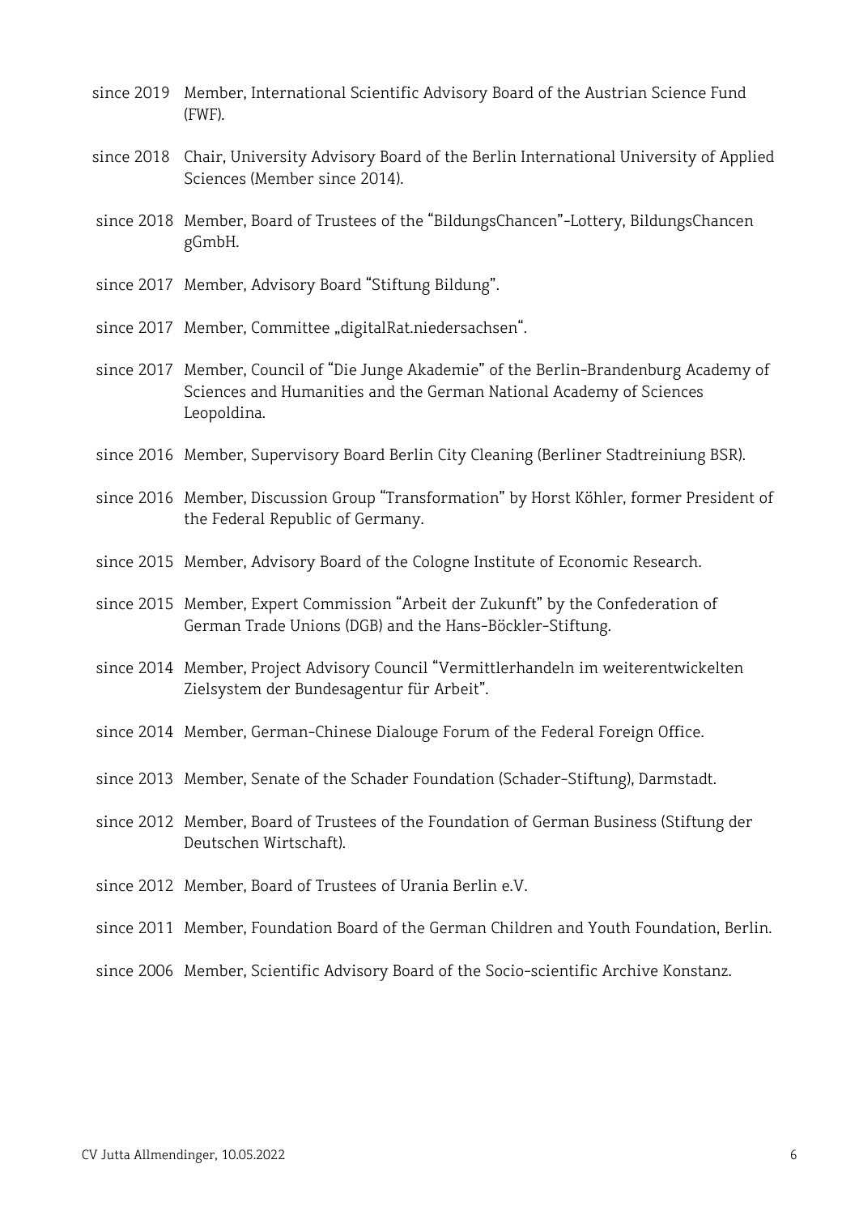since 2019 Member, International Scientific Advisory Board of the Austrian Science Fund (FWF).

since 2018 Chair, University Advisory Board of the Berlin International University of Applied Sciences (Member since 2014).

since 2018 Member, Board of Trustees of the "BildungsChancen"-Lottery, BildungsChancen gGmbH.

since 2017 Member, Advisory Board "Stiftung Bildung".

since 2017 Member, Committee „digitalRat.niedersachsen".

since 2017 Member, Council of "Die Junge Akademie" of the Berlin-Brandenburg Academy of Sciences and Humanities and the German National Academy of Sciences Leopoldina.

since 2016 Member, Supervisory Board Berlin City Cleaning (Berliner Stadtreiniung BSR).

since 2016 Member, Discussion Group "Transformation" by Horst Köhler, former President of the Federal Republic of Germany.

since 2015 Member, Advisory Board of the Cologne Institute of Economic Research.

since 2015 Member, Expert Commission "Arbeit der Zukunft" by the Confederation of German Trade Unions (DGB) and the Hans-Böckler-Stiftung.

since 2014 Member, Project Advisory Council "Vermittlerhandeln im weiterentwickelten Zielsystem der Bundesagentur für Arbeit".

since 2014 Member, German-Chinese Dialouge Forum of the Federal Foreign Office.

since 2013 Member, Senate of the Schader Foundation (Schader-Stiftung), Darmstadt.

since 2012 Member, Board of Trustees of the Foundation of German Business (Stiftung der Deutschen Wirtschaft).

since 2012 Member, Board of Trustees of Urania Berlin e.V.

since 2011 Member, Foundation Board of the German Children and Youth Foundation, Berlin.

since 2006 Member, Scientific Advisory Board of the Socio-scientific Archive Konstanz.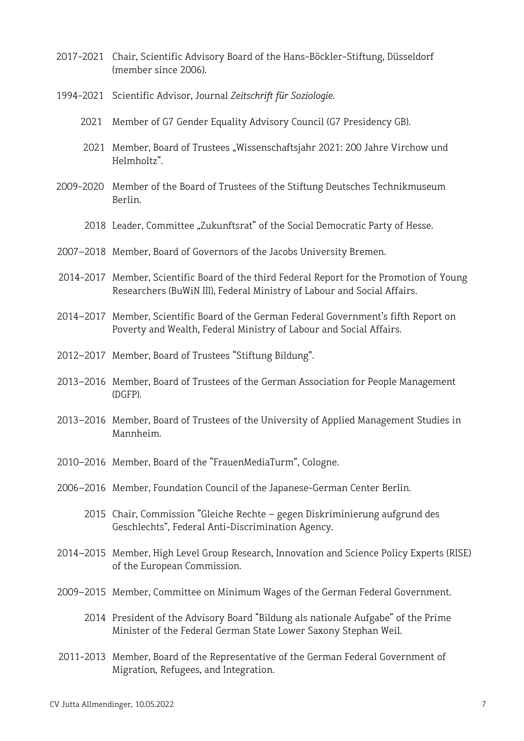2017-2021 Chair, Scientific Advisory Board of the Hans-Böckler-Stiftung, Düsseldorf (member since 2006).

1994-2021 Scientific Advisor, Journal *Zeitschrift für Soziologie*.

2021 Member of G7 Gender Equality Advisory Council (G7 Presidency GB).

2021 Member, Board of Trustees „Wissenschaftsjahr 2021: 200 Jahre Virchow und Helmholtz".

2009-2020 Member of the Board of Trustees of the Stiftung Deutsches Technikmuseum Berlin.

2018 Leader, Committee „Zukunftsrat" of the Social Democratic Party of Hesse.

2007–2018 Member, Board of Governors of the Jacobs University Bremen.

2014-2017 Member, Scientific Board of the third Federal Report for the Promotion of Young Researchers (BuWiN III), Federal Ministry of Labour and Social Affairs.

2014–2017 Member, Scientific Board of the German Federal Government's fifth Report on Poverty and Wealth, Federal Ministry of Labour and Social Affairs.

2012–2017 Member, Board of Trustees "Stiftung Bildung".

2013–2016 Member, Board of Trustees of the German Association for People Management (DGFP).

2013–2016 Member, Board of Trustees of the University of Applied Management Studies in Mannheim.

2010–2016 Member, Board of the "FrauenMediaTurm", Cologne.

2006–2016 Member, Foundation Council of the Japanese-German Center Berlin.

2015 Chair, Commission "Gleiche Rechte – gegen Diskriminierung aufgrund des Geschlechts", Federal Anti-Discrimination Agency.

2014–2015 Member, High Level Group Research, Innovation and Science Policy Experts (RISE) of the European Commission.

2009–2015 Member, Committee on Minimum Wages of the German Federal Government.

2014 President of the Advisory Board "Bildung als nationale Aufgabe" of the Prime Minister of the Federal German State Lower Saxony Stephan Weil.

2011-2013 Member, Board of the Representative of the German Federal Government of Migration, Refugees, and Integration.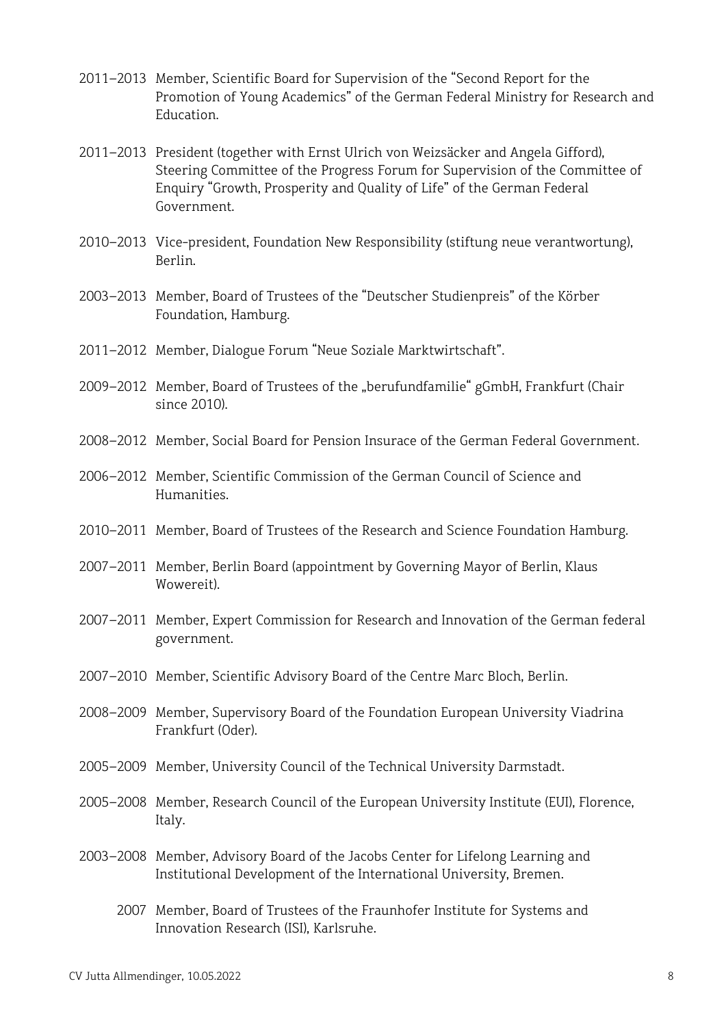2011–2013 Member, Scientific Board for Supervision of the "Second Report for the Promotion of Young Academics" of the German Federal Ministry for Research and Education.

2011–2013 President (together with Ernst Ulrich von Weizsäcker and Angela Gifford), Steering Committee of the Progress Forum for Supervision of the Committee of Enquiry "Growth, Prosperity and Quality of Life" of the German Federal Government.

2010–2013 Vice-president, Foundation New Responsibility (stiftung neue verantwortung), Berlin.

2003–2013 Member, Board of Trustees of the "Deutscher Studienpreis" of the Körber Foundation, Hamburg.

2011–2012 Member, Dialogue Forum "Neue Soziale Marktwirtschaft".

2009–2012 Member, Board of Trustees of the „berufundfamilie" gGmbH, Frankfurt (Chair since 2010).

2008–2012 Member, Social Board for Pension Insurace of the German Federal Government.

2006–2012 Member, Scientific Commission of the German Council of Science and Humanities.

2010–2011 Member, Board of Trustees of the Research and Science Foundation Hamburg.

2007–2011 Member, Berlin Board (appointment by Governing Mayor of Berlin, Klaus Wowereit).

2007–2011 Member, Expert Commission for Research and Innovation of the German federal government.

2007–2010 Member, Scientific Advisory Board of the Centre Marc Bloch, Berlin.

2008–2009 Member, Supervisory Board of the Foundation European University Viadrina Frankfurt (Oder).

2005–2009 Member, University Council of the Technical University Darmstadt.

2005–2008 Member, Research Council of the European University Institute (EUI), Florence, Italy.

2003–2008 Member, Advisory Board of the Jacobs Center for Lifelong Learning and Institutional Development of the International University, Bremen.

2007 Member, Board of Trustees of the Fraunhofer Institute for Systems and Innovation Research (ISI), Karlsruhe.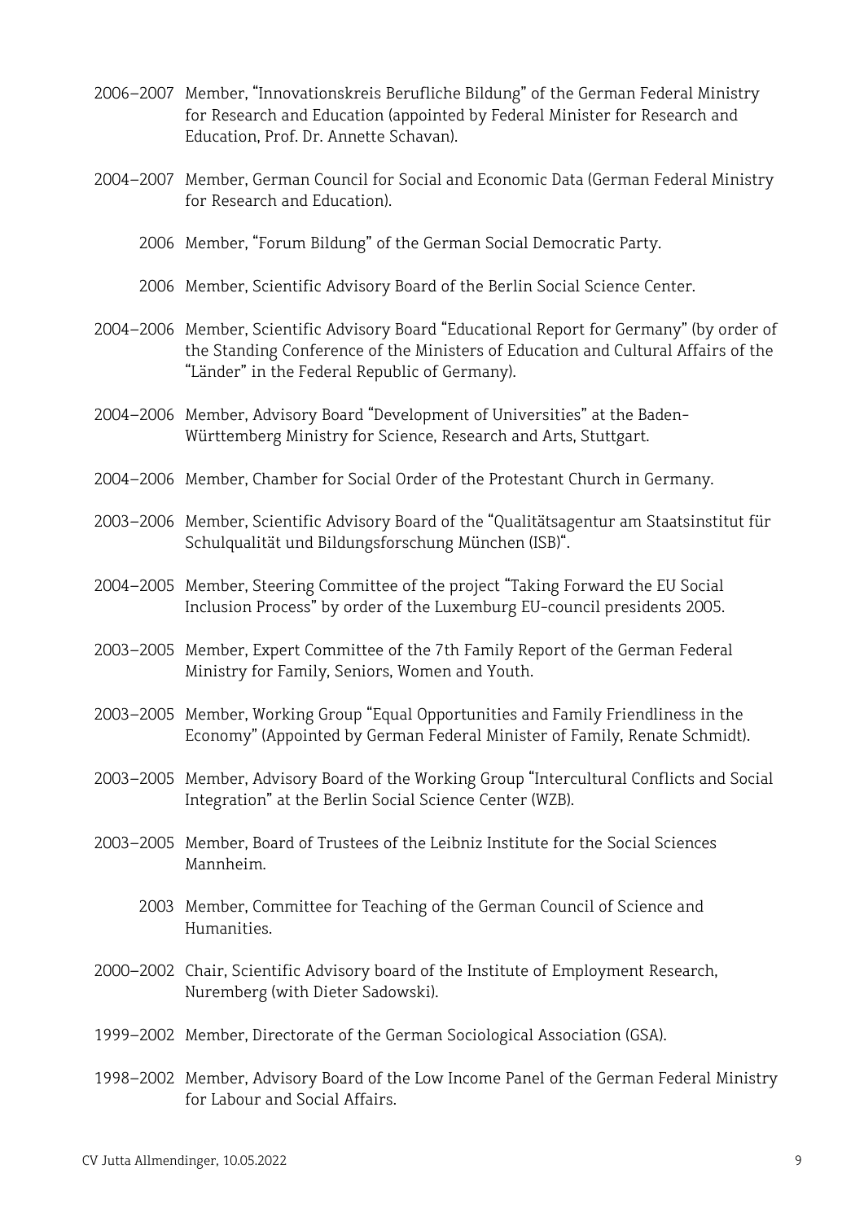2006–2007 Member, "Innovationskreis Berufliche Bildung" of the German Federal Ministry for Research and Education (appointed by Federal Minister for Research and Education, Prof. Dr. Annette Schavan).

2004–2007 Member, German Council for Social and Economic Data (German Federal Ministry for Research and Education).

2006 Member, "Forum Bildung" of the German Social Democratic Party.

2006 Member, Scientific Advisory Board of the Berlin Social Science Center.

2004–2006 Member, Scientific Advisory Board "Educational Report for Germany" (by order of the Standing Conference of the Ministers of Education and Cultural Affairs of the "Länder" in the Federal Republic of Germany).

2004–2006 Member, Advisory Board "Development of Universities" at the Baden-Württemberg Ministry for Science, Research and Arts, Stuttgart.

2004–2006 Member, Chamber for Social Order of the Protestant Church in Germany.

2003–2006 Member, Scientific Advisory Board of the "Qualitätsagentur am Staatsinstitut für Schulqualität und Bildungsforschung München (ISB)".

2004–2005 Member, Steering Committee of the project "Taking Forward the EU Social Inclusion Process" by order of the Luxemburg EU-council presidents 2005.

2003–2005 Member, Expert Committee of the 7th Family Report of the German Federal Ministry for Family, Seniors, Women and Youth.

2003–2005 Member, Working Group "Equal Opportunities and Family Friendliness in the Economy" (Appointed by German Federal Minister of Family, Renate Schmidt).

2003–2005 Member, Advisory Board of the Working Group "Intercultural Conflicts and Social Integration" at the Berlin Social Science Center (WZB).

2003–2005 Member, Board of Trustees of the Leibniz Institute for the Social Sciences Mannheim.

2003 Member, Committee for Teaching of the German Council of Science and Humanities.

2000–2002 Chair, Scientific Advisory board of the Institute of Employment Research, Nuremberg (with Dieter Sadowski).

1999–2002 Member, Directorate of the German Sociological Association (GSA).

1998–2002 Member, Advisory Board of the Low Income Panel of the German Federal Ministry for Labour and Social Affairs.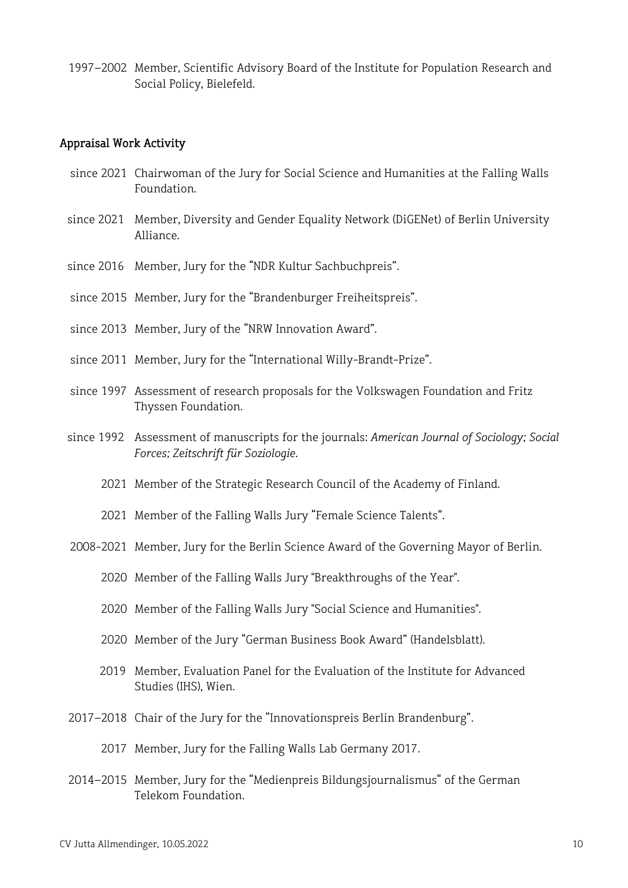1997–2002 Member, Scientific Advisory Board of the Institute for Population Research and Social Policy, Bielefeld.

## Appraisal Work Activity

| | |
|---|---|
| since 2021 | Chairwoman of the Jury for Social Science and Humanities at the Falling Walls Foundation. |
| since 2021 | Member, Diversity and Gender Equality Network (DiGENet) of Berlin University Alliance. |
| since 2016 | Member, Jury for the "NDR Kultur Sachbuchpreis". |
| since 2015 | Member, Jury for the "Brandenburger Freiheitspreis". |
| since 2013 | Member, Jury of the "NRW Innovation Award". |
| since 2011 | Member, Jury for the "International Willy-Brandt-Prize". |
| since 1997 | Assessment of research proposals for the Volkswagen Foundation and Fritz Thyssen Foundation. |
| since 1992 | Assessment of manuscripts for the journals: *American Journal of Sociology; Social Forces; Zeitschrift für Soziologie*. |
| 2021 | Member of the Strategic Research Council of the Academy of Finland. |
| 2021 | Member of the Falling Walls Jury "Female Science Talents". |
| 2008-2021 | Member, Jury for the Berlin Science Award of the Governing Mayor of Berlin. |
| 2020 | Member of the Falling Walls Jury "Breakthroughs of the Year". |
| 2020 | Member of the Falling Walls Jury "Social Science and Humanities". |
| 2020 | Member of the Jury "German Business Book Award" (Handelsblatt). |
| 2019 | Member, Evaluation Panel for the Evaluation of the Institute for Advanced Studies (IHS), Wien. |
| 2017–2018 | Chair of the Jury for the "Innovationspreis Berlin Brandenburg". |
| 2017 | Member, Jury for the Falling Walls Lab Germany 2017. |
| 2014–2015 | Member, Jury for the "Medienpreis Bildungsjournalismus" of the German Telekom Foundation. |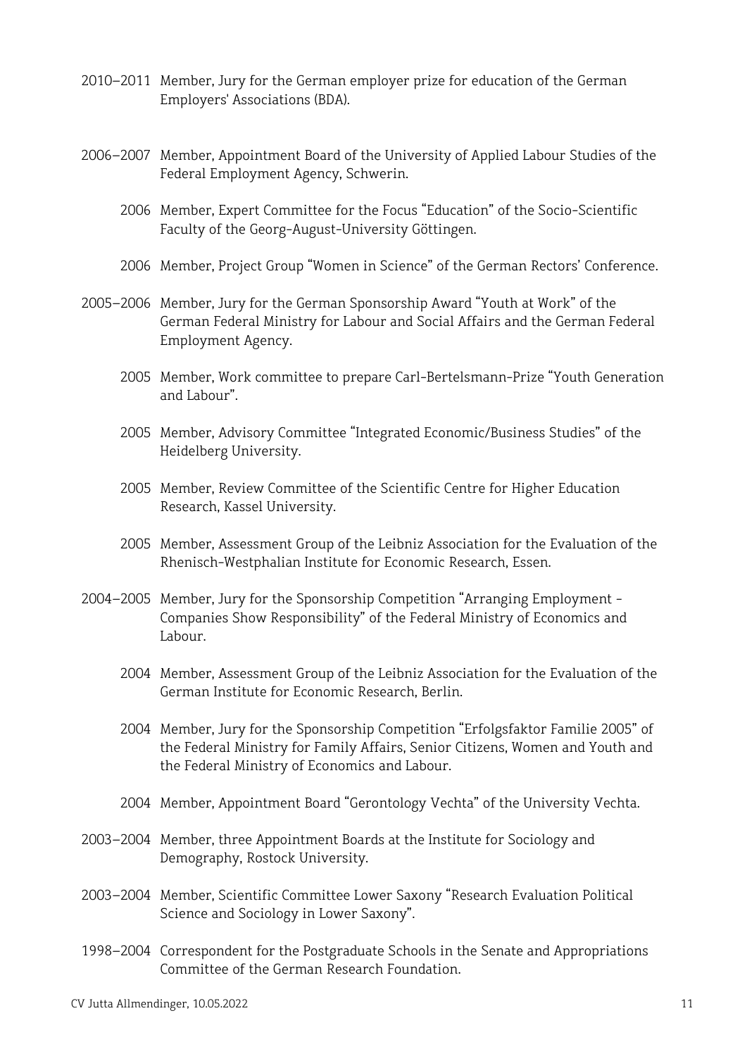2010–2011 Member, Jury for the German employer prize for education of the German Employers' Associations (BDA).

2006–2007 Member, Appointment Board of the University of Applied Labour Studies of the Federal Employment Agency, Schwerin.

2006 Member, Expert Committee for the Focus "Education" of the Socio-Scientific Faculty of the Georg-August-University Göttingen.

2006 Member, Project Group "Women in Science" of the German Rectors' Conference.

2005–2006 Member, Jury for the German Sponsorship Award "Youth at Work" of the German Federal Ministry for Labour and Social Affairs and the German Federal Employment Agency.

2005 Member, Work committee to prepare Carl-Bertelsmann-Prize "Youth Generation and Labour".

2005 Member, Advisory Committee "Integrated Economic/Business Studies" of the Heidelberg University.

2005 Member, Review Committee of the Scientific Centre for Higher Education Research, Kassel University.

2005 Member, Assessment Group of the Leibniz Association for the Evaluation of the Rhenisch-Westphalian Institute for Economic Research, Essen.

2004–2005 Member, Jury for the Sponsorship Competition "Arranging Employment - Companies Show Responsibility" of the Federal Ministry of Economics and Labour.

2004 Member, Assessment Group of the Leibniz Association for the Evaluation of the German Institute for Economic Research, Berlin.

2004 Member, Jury for the Sponsorship Competition "Erfolgsfaktor Familie 2005" of the Federal Ministry for Family Affairs, Senior Citizens, Women and Youth and the Federal Ministry of Economics and Labour.

2004 Member, Appointment Board "Gerontology Vechta" of the University Vechta.

2003–2004 Member, three Appointment Boards at the Institute for Sociology and Demography, Rostock University.

2003–2004 Member, Scientific Committee Lower Saxony "Research Evaluation Political Science and Sociology in Lower Saxony".

1998–2004 Correspondent for the Postgraduate Schools in the Senate and Appropriations Committee of the German Research Foundation.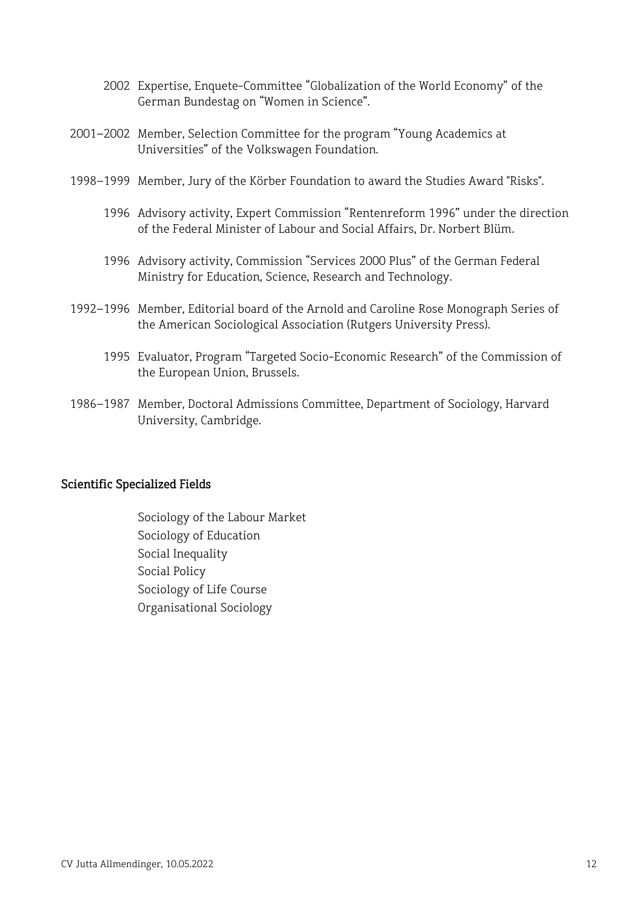2002 Expertise, Enquete-Committee “Globalization of the World Economy” of the German Bundestag on “Women in Science”.

2001–2002 Member, Selection Committee for the program “Young Academics at Universities” of the Volkswagen Foundation.

1998–1999 Member, Jury of the Körber Foundation to award the Studies Award "Risks".

1996 Advisory activity, Expert Commission “Rentenreform 1996” under the direction of the Federal Minister of Labour and Social Affairs, Dr. Norbert Blüm.

1996 Advisory activity, Commission “Services 2000 Plus” of the German Federal Ministry for Education, Science, Research and Technology.

1992–1996 Member, Editorial board of the Arnold and Caroline Rose Monograph Series of the American Sociological Association (Rutgers University Press).

1995 Evaluator, Program “Targeted Socio-Economic Research” of the Commission of the European Union, Brussels.

1986–1987 Member, Doctoral Admissions Committee, Department of Sociology, Harvard University, Cambridge.

## Scientific Specialized Fields

Sociology of the Labour Market
Sociology of Education
Social Inequality
Social Policy
Sociology of Life Course
Organisational Sociology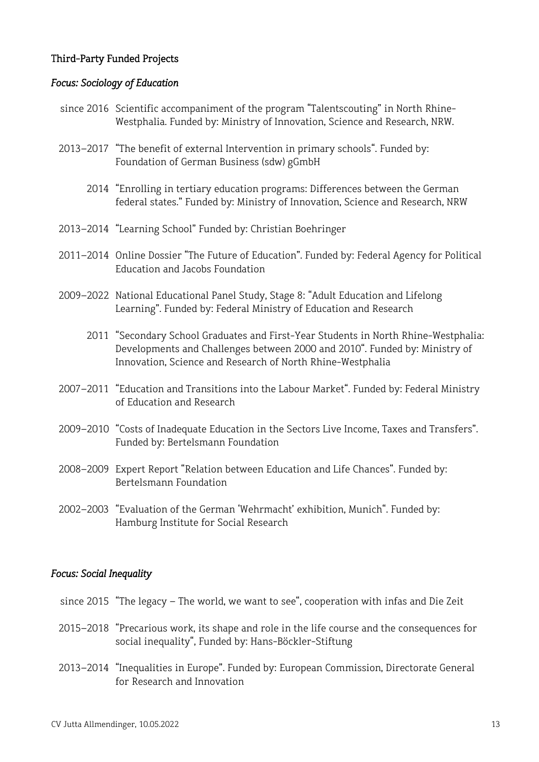## Third-Party Funded Projects

### *Focus: Sociology of Education*

- since 2016 Scientific accompaniment of the program "Talentscouting" in North Rhine-Westphalia. Funded by: Ministry of Innovation, Science and Research, NRW.
- 2013–2017 "The benefit of external Intervention in primary schools". Funded by: Foundation of German Business (sdw) gGmbH
- 2014 "Enrolling in tertiary education programs: Differences between the German federal states." Funded by: Ministry of Innovation, Science and Research, NRW
- 2013–2014 "Learning School" Funded by: Christian Boehringer
- 2011–2014 Online Dossier "The Future of Education". Funded by: Federal Agency for Political Education and Jacobs Foundation
- 2009–2022 National Educational Panel Study, Stage 8: "Adult Education and Lifelong Learning". Funded by: Federal Ministry of Education and Research
- 2011 "Secondary School Graduates and First-Year Students in North Rhine-Westphalia: Developments and Challenges between 2000 and 2010". Funded by: Ministry of Innovation, Science and Research of North Rhine-Westphalia
- 2007–2011 "Education and Transitions into the Labour Market". Funded by: Federal Ministry of Education and Research
- 2009–2010 "Costs of Inadequate Education in the Sectors Live Income, Taxes and Transfers". Funded by: Bertelsmann Foundation
- 2008–2009 Expert Report "Relation between Education and Life Chances". Funded by: Bertelsmann Foundation
- 2002–2003 "Evaluation of the German 'Wehrmacht' exhibition, Munich". Funded by: Hamburg Institute for Social Research

### *Focus: Social Inequality*

- since 2015 "The legacy – The world, we want to see", cooperation with infas and Die Zeit
- 2015–2018 "Precarious work, its shape and role in the life course and the consequences for social inequality", Funded by: Hans-Böckler-Stiftung
- 2013–2014 "Inequalities in Europe". Funded by: European Commission, Directorate General for Research and Innovation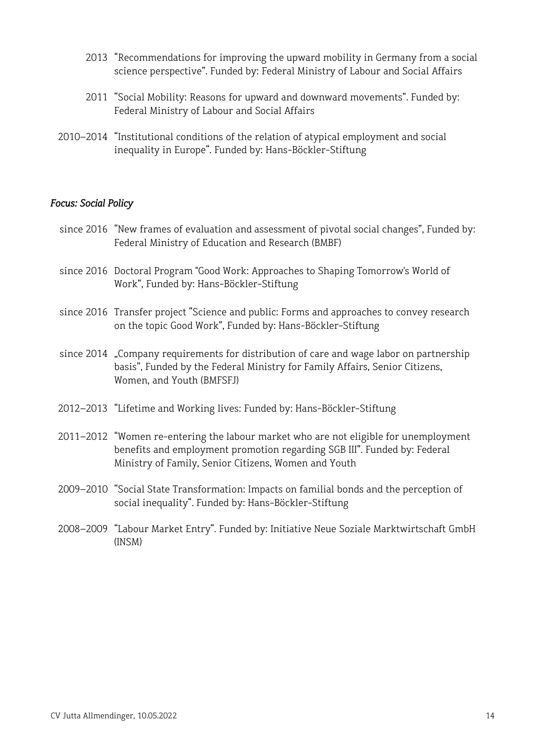2013 “Recommendations for improving the upward mobility in Germany from a social science perspective”. Funded by: Federal Ministry of Labour and Social Affairs

2011 “Social Mobility: Reasons for upward and downward movements”. Funded by: Federal Ministry of Labour and Social Affairs

2010–2014 “Institutional conditions of the relation of atypical employment and social inequality in Europe“. Funded by: Hans-Böckler-Stiftung

*Focus: Social Policy*

since 2016 “New frames of evaluation and assessment of pivotal social changes”, Funded by: Federal Ministry of Education and Research (BMBF)

since 2016 Doctoral Program "Good Work: Approaches to Shaping Tomorrow's World of Work”, Funded by: Hans-Böckler-Stiftung

since 2016 Transfer project “Science and public: Forms and approaches to convey research on the topic Good Work”, Funded by: Hans-Böckler-Stiftung

since 2014 „Company requirements for distribution of care and wage labor on partnership basis”, Funded by the Federal Ministry for Family Affairs, Senior Citizens, Women, and Youth (BMFSFJ)

2012–2013 “Lifetime and Working lives: Funded by: Hans-Böckler-Stiftung

2011–2012 “Women re-entering the labour market who are not eligible for unemployment benefits and employment promotion regarding SGB III”. Funded by: Federal Ministry of Family, Senior Citizens, Women and Youth

2009–2010 “Social State Transformation: Impacts on familial bonds and the perception of social inequality“. Funded by: Hans-Böckler-Stiftung

2008–2009 “Labour Market Entry“. Funded by: Initiative Neue Soziale Marktwirtschaft GmbH (INSM)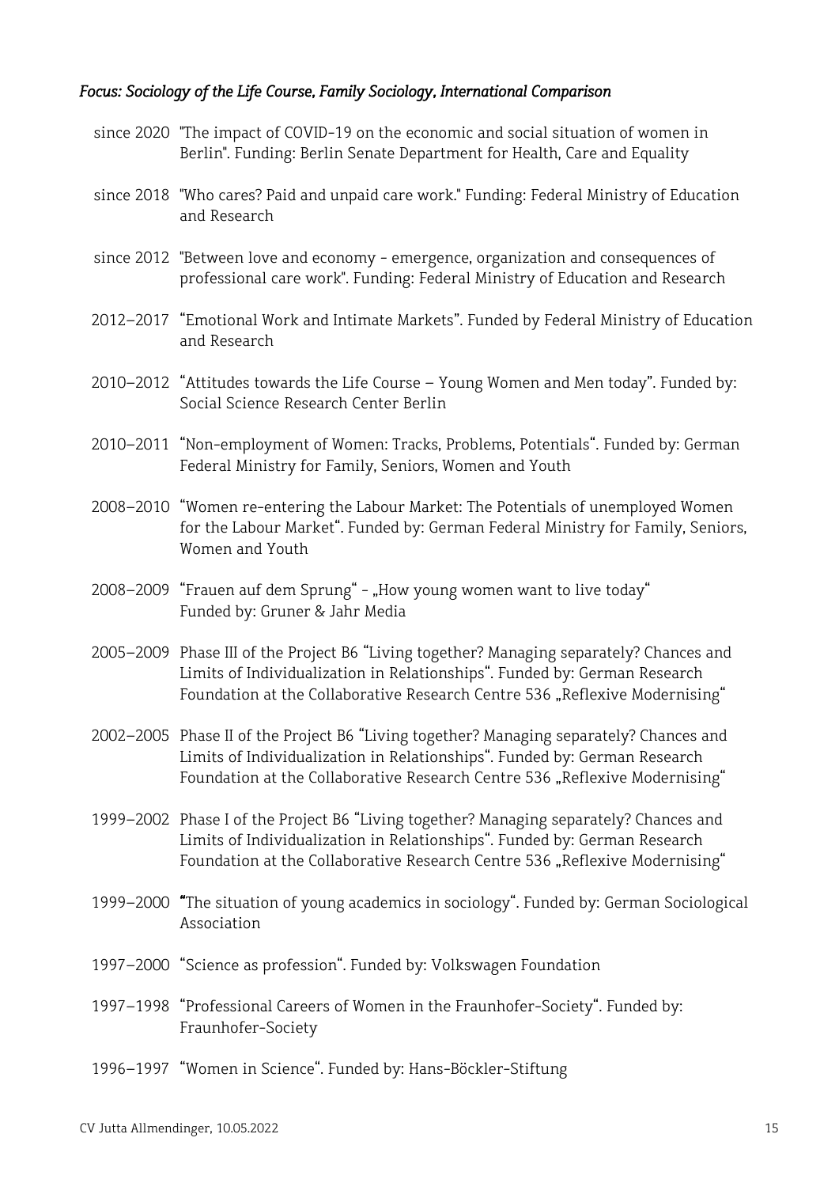*Focus: Sociology of the Life Course, Family Sociology, International Comparison*

since 2020 "The impact of COVID-19 on the economic and social situation of women in Berlin". Funding: Berlin Senate Department for Health, Care and Equality

since 2018 "Who cares? Paid and unpaid care work." Funding: Federal Ministry of Education and Research

since 2012 "Between love and economy - emergence, organization and consequences of professional care work". Funding: Federal Ministry of Education and Research

2012–2017 "Emotional Work and Intimate Markets". Funded by Federal Ministry of Education and Research

2010–2012 "Attitudes towards the Life Course – Young Women and Men today". Funded by: Social Science Research Center Berlin

2010–2011 "Non-employment of Women: Tracks, Problems, Potentials". Funded by: German Federal Ministry for Family, Seniors, Women and Youth

2008–2010 "Women re-entering the Labour Market: The Potentials of unemployed Women for the Labour Market". Funded by: German Federal Ministry for Family, Seniors, Women and Youth

2008–2009 "Frauen auf dem Sprung" - „How young women want to live today" Funded by: Gruner & Jahr Media

2005–2009 Phase III of the Project B6 "Living together? Managing separately? Chances and Limits of Individualization in Relationships". Funded by: German Research Foundation at the Collaborative Research Centre 536 „Reflexive Modernising"

2002–2005 Phase II of the Project B6 "Living together? Managing separately? Chances and Limits of Individualization in Relationships". Funded by: German Research Foundation at the Collaborative Research Centre 536 „Reflexive Modernising"

1999–2002 Phase I of the Project B6 "Living together? Managing separately? Chances and Limits of Individualization in Relationships". Funded by: German Research Foundation at the Collaborative Research Centre 536 „Reflexive Modernising"

1999–2000 "The situation of young academics in sociology". Funded by: German Sociological Association

1997–2000 "Science as profession". Funded by: Volkswagen Foundation

1997–1998 "Professional Careers of Women in the Fraunhofer-Society". Funded by: Fraunhofer-Society

1996–1997 "Women in Science". Funded by: Hans-Böckler-Stiftung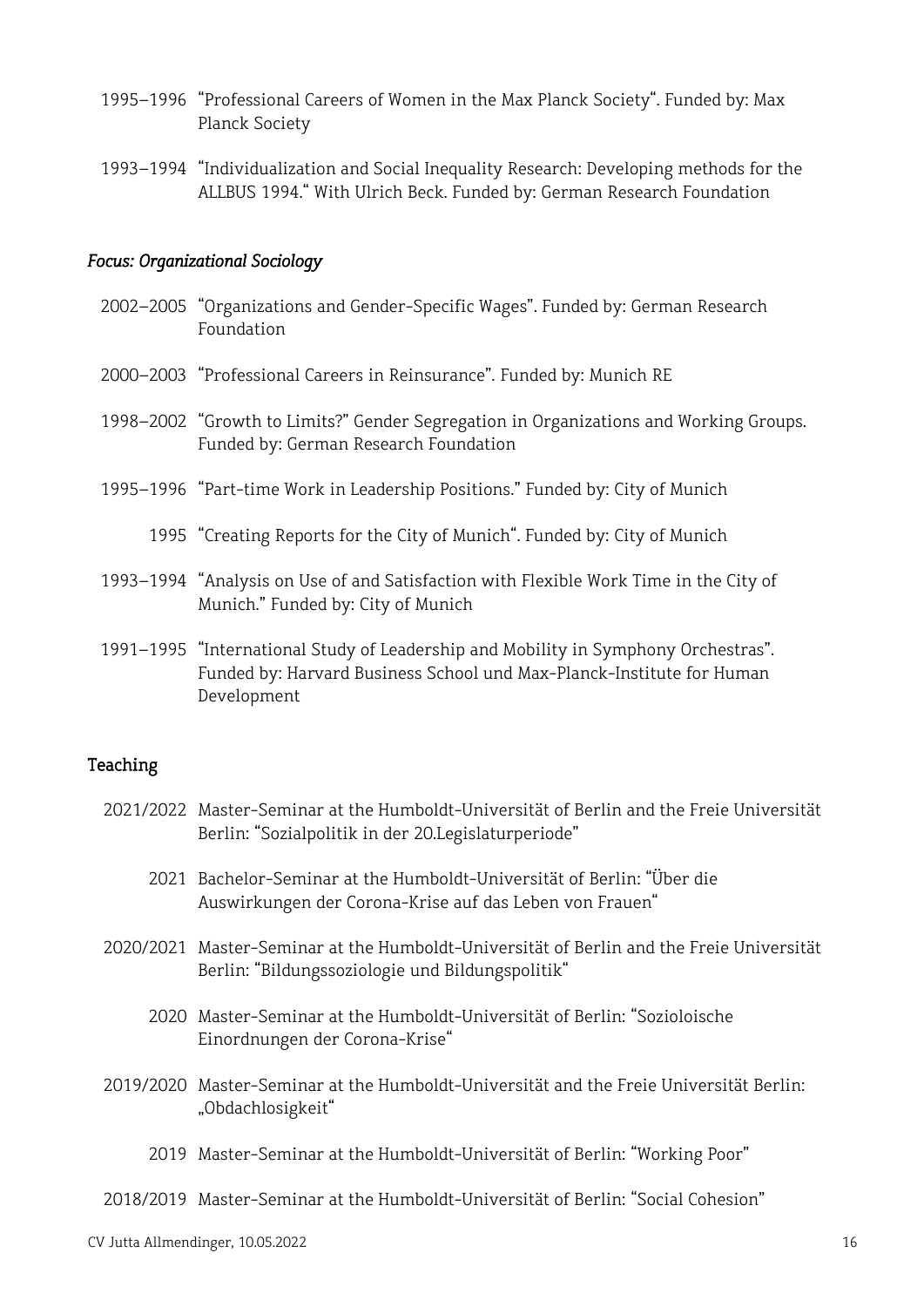1995–1996 "Professional Careers of Women in the Max Planck Society". Funded by: Max Planck Society

1993–1994 "Individualization and Social Inequality Research: Developing methods for the ALLBUS 1994." With Ulrich Beck. Funded by: German Research Foundation

### *Focus: Organizational Sociology*

2002–2005 "Organizations and Gender-Specific Wages". Funded by: German Research Foundation

2000–2003 "Professional Careers in Reinsurance". Funded by: Munich RE

1998–2002 "Growth to Limits?" Gender Segregation in Organizations and Working Groups. Funded by: German Research Foundation

1995–1996 "Part-time Work in Leadership Positions." Funded by: City of Munich

1995 "Creating Reports for the City of Munich". Funded by: City of Munich

1993–1994 "Analysis on Use of and Satisfaction with Flexible Work Time in the City of Munich." Funded by: City of Munich

1991–1995 "International Study of Leadership and Mobility in Symphony Orchestras". Funded by: Harvard Business School und Max-Planck-Institute for Human Development

## Teaching

2021/2022 Master-Seminar at the Humboldt-Universität of Berlin and the Freie Universität Berlin: "Sozialpolitik in der 20.Legislaturperiode"

2021 Bachelor-Seminar at the Humboldt-Universität of Berlin: "Über die Auswirkungen der Corona-Krise auf das Leben von Frauen"

2020/2021 Master-Seminar at the Humboldt-Universität of Berlin and the Freie Universität Berlin: "Bildungssoziologie und Bildungspolitik"

2020 Master-Seminar at the Humboldt-Universität of Berlin: "Sozioloische Einordnungen der Corona-Krise"

2019/2020 Master-Seminar at the Humboldt-Universität and the Freie Universität Berlin: „Obdachlosigkeit"

2019 Master-Seminar at the Humboldt-Universität of Berlin: "Working Poor"

2018/2019 Master-Seminar at the Humboldt-Universität of Berlin: "Social Cohesion"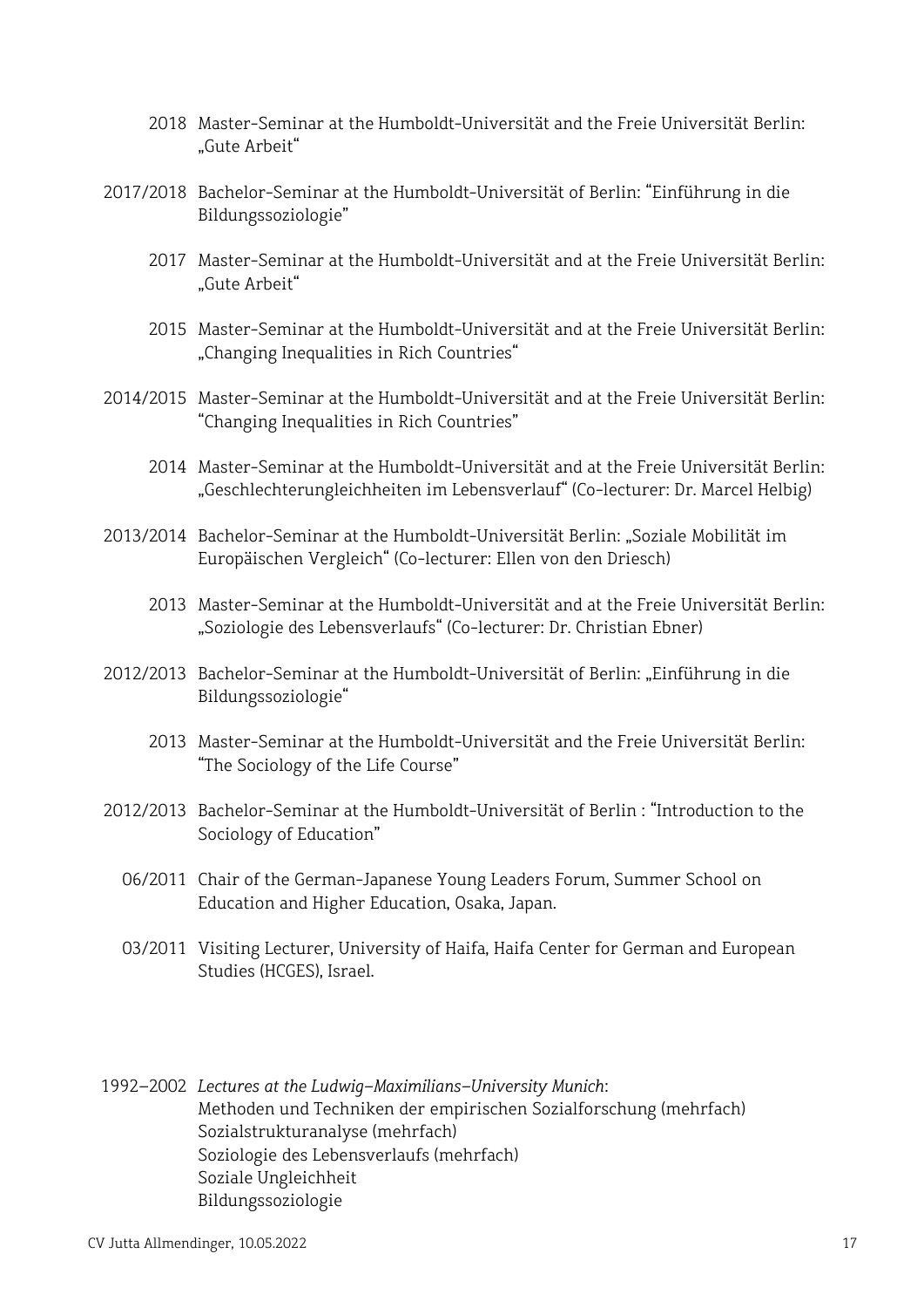2018 Master-Seminar at the Humboldt-Universität and the Freie Universität Berlin: „Gute Arbeit"

2017/2018 Bachelor-Seminar at the Humboldt-Universität of Berlin: "Einführung in die Bildungssoziologie"

2017 Master-Seminar at the Humboldt-Universität and at the Freie Universität Berlin: „Gute Arbeit"

2015 Master-Seminar at the Humboldt-Universität and at the Freie Universität Berlin: „Changing Inequalities in Rich Countries"

2014/2015 Master-Seminar at the Humboldt-Universität and at the Freie Universität Berlin: "Changing Inequalities in Rich Countries"

2014 Master-Seminar at the Humboldt-Universität and at the Freie Universität Berlin: „Geschlechterungleichheiten im Lebensverlauf" (Co-lecturer: Dr. Marcel Helbig)

2013/2014 Bachelor-Seminar at the Humboldt-Universität Berlin: „Soziale Mobilität im Europäischen Vergleich" (Co-lecturer: Ellen von den Driesch)

2013 Master-Seminar at the Humboldt-Universität and at the Freie Universität Berlin: „Soziologie des Lebensverlaufs" (Co-lecturer: Dr. Christian Ebner)

2012/2013 Bachelor-Seminar at the Humboldt-Universität of Berlin: „Einführung in die Bildungssoziologie"

2013 Master-Seminar at the Humboldt-Universität and the Freie Universität Berlin: "The Sociology of the Life Course"

2012/2013 Bachelor-Seminar at the Humboldt-Universität of Berlin : "Introduction to the Sociology of Education"

06/2011 Chair of the German-Japanese Young Leaders Forum, Summer School on Education and Higher Education, Osaka, Japan.

03/2011 Visiting Lecturer, University of Haifa, Haifa Center for German and European Studies (HCGES), Israel.

1992–2002 *Lectures at the Ludwig-Maximilians-University Munich*:
Methoden und Techniken der empirischen Sozialforschung (mehrfach)
Sozialstrukturanalyse (mehrfach)
Soziologie des Lebensverlaufs (mehrfach)
Soziale Ungleichheit
Bildungssoziologie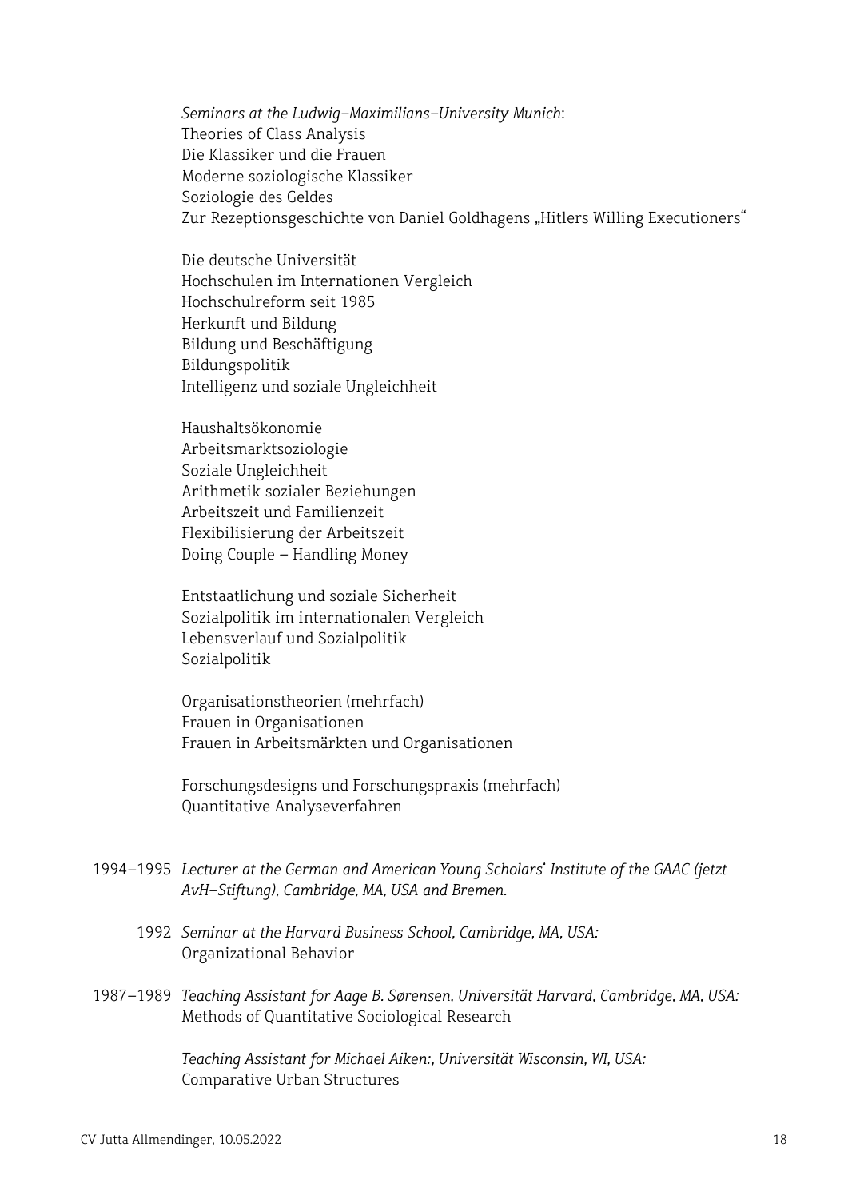*Seminars at the Ludwig–Maximilians–University Munich*:
Theories of Class Analysis
Die Klassiker und die Frauen
Moderne soziologische Klassiker
Soziologie des Geldes
Zur Rezeptionsgeschichte von Daniel Goldhagens „Hitlers Willing Executioners"

Die deutsche Universität
Hochschulen im Internationen Vergleich
Hochschulreform seit 1985
Herkunft und Bildung
Bildung und Beschäftigung
Bildungspolitik
Intelligenz und soziale Ungleichheit

Haushaltsökonomie
Arbeitsmarktsoziologie
Soziale Ungleichheit
Arithmetik sozialer Beziehungen
Arbeitszeit und Familienzeit
Flexibilisierung der Arbeitszeit
Doing Couple – Handling Money

Entstaatlichung und soziale Sicherheit
Sozialpolitik im internationalen Vergleich
Lebensverlauf und Sozialpolitik
Sozialpolitik

Organisationstheorien (mehrfach)
Frauen in Organisationen
Frauen in Arbeitsmärkten und Organisationen

Forschungsdesigns und Forschungspraxis (mehrfach)
Quantitative Analyseverfahren

1994–1995 *Lecturer at the German and American Young Scholars' Institute of the GAAC (jetzt AvH–Stiftung), Cambridge, MA, USA and Bremen.*

1992 *Seminar at the Harvard Business School, Cambridge, MA, USA:*
Organizational Behavior

1987–1989 *Teaching Assistant for Aage B. Sørensen, Universität Harvard, Cambridge, MA, USA:*
Methods of Quantitative Sociological Research

*Teaching Assistant for Michael Aiken:, Universität Wisconsin, WI, USA:*
Comparative Urban Structures